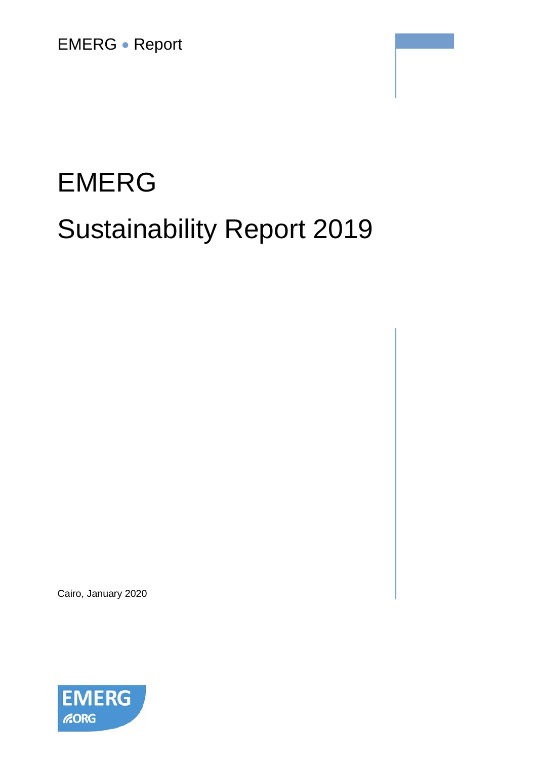EMERG • Report

# EMERG

# Sustainability Report 2019

Cairo, January 2020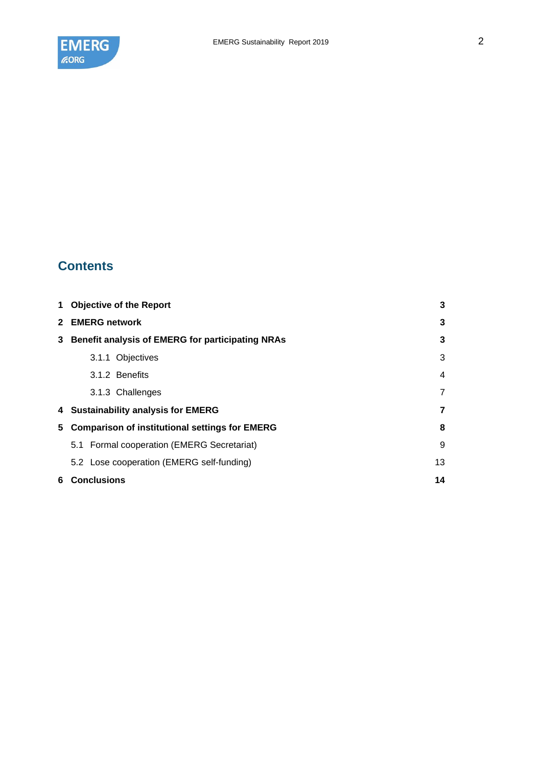# Contents

| | | |
|---|---|---|
| **1** | **Objective of the Report** | **3** |
| **2** | **EMERG network** | **3** |
| **3** | **Benefit analysis of EMERG for participating NRAs** | **3** |
| | 3.1.1 Objectives | 3 |
| | 3.1.2 Benefits | 4 |
| | 3.1.3 Challenges | 7 |
| **4** | **Sustainability analysis for EMERG** | **7** |
| **5** | **Comparison of institutional settings for EMERG** | **8** |
| | 5.1 Formal cooperation (EMERG Secretariat) | 9 |
| | 5.2 Lose cooperation (EMERG self-funding) | 13 |
| **6** | **Conclusions** | **14** |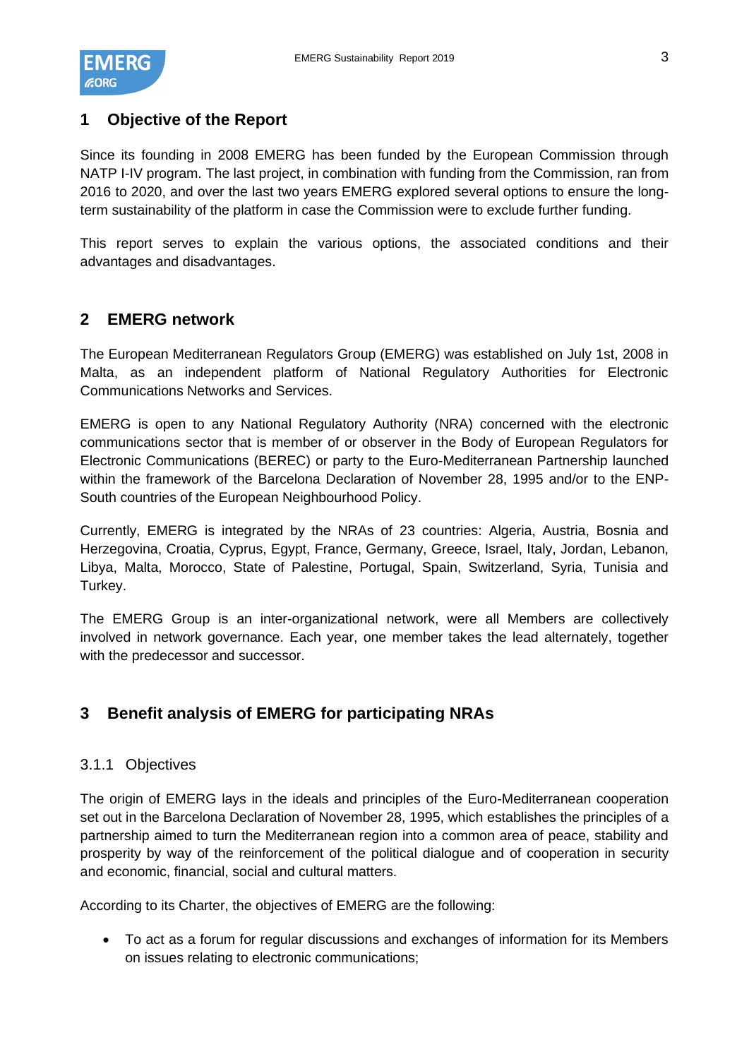## 1 Objective of the Report

Since its founding in 2008 EMERG has been funded by the European Commission through NATP I-IV program. The last project, in combination with funding from the Commission, ran from 2016 to 2020, and over the last two years EMERG explored several options to ensure the long-term sustainability of the platform in case the Commission were to exclude further funding.

This report serves to explain the various options, the associated conditions and their advantages and disadvantages.

## 2 EMERG network

The European Mediterranean Regulators Group (EMERG) was established on July 1st, 2008 in Malta, as an independent platform of National Regulatory Authorities for Electronic Communications Networks and Services.

EMERG is open to any National Regulatory Authority (NRA) concerned with the electronic communications sector that is member of or observer in the Body of European Regulators for Electronic Communications (BEREC) or party to the Euro-Mediterranean Partnership launched within the framework of the Barcelona Declaration of November 28, 1995 and/or to the ENP-South countries of the European Neighbourhood Policy.

Currently, EMERG is integrated by the NRAs of 23 countries: Algeria, Austria, Bosnia and Herzegovina, Croatia, Cyprus, Egypt, France, Germany, Greece, Israel, Italy, Jordan, Lebanon, Libya, Malta, Morocco, State of Palestine, Portugal, Spain, Switzerland, Syria, Tunisia and Turkey.

The EMERG Group is an inter-organizational network, were all Members are collectively involved in network governance. Each year, one member takes the lead alternately, together with the predecessor and successor.

## 3 Benefit analysis of EMERG for participating NRAs

### 3.1.1 Objectives

The origin of EMERG lays in the ideals and principles of the Euro-Mediterranean cooperation set out in the Barcelona Declaration of November 28, 1995, which establishes the principles of a partnership aimed to turn the Mediterranean region into a common area of peace, stability and prosperity by way of the reinforcement of the political dialogue and of cooperation in security and economic, financial, social and cultural matters.

According to its Charter, the objectives of EMERG are the following:

- To act as a forum for regular discussions and exchanges of information for its Members on issues relating to electronic communications;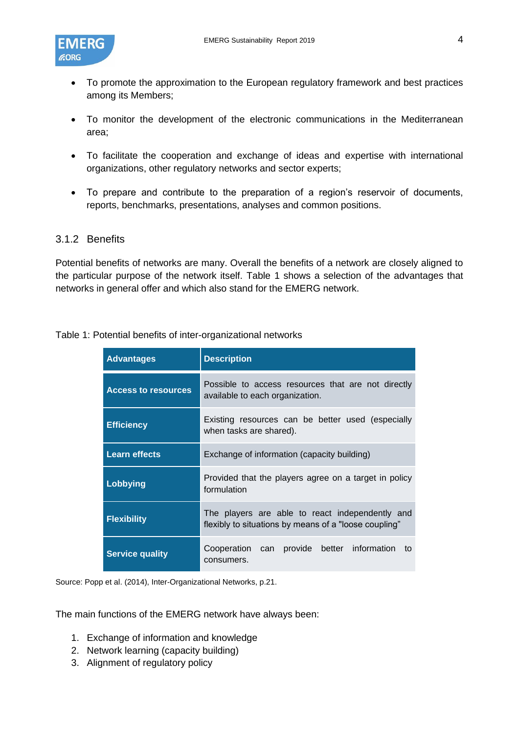- To promote the approximation to the European regulatory framework and best practices among its Members;
- To monitor the development of the electronic communications in the Mediterranean area;
- To facilitate the cooperation and exchange of ideas and expertise with international organizations, other regulatory networks and sector experts;
- To prepare and contribute to the preparation of a region's reservoir of documents, reports, benchmarks, presentations, analyses and common positions.

### 3.1.2 Benefits

Potential benefits of networks are many. Overall the benefits of a network are closely aligned to the particular purpose of the network itself. Table 1 shows a selection of the advantages that networks in general offer and which also stand for the EMERG network.

Table 1: Potential benefits of inter-organizational networks

| Advantages | Description |
| --- | --- |
| **Access to resources** | Possible to access resources that are not directly available to each organization. |
| **Efficiency** | Existing resources can be better used (especially when tasks are shared). |
| **Learn effects** | Exchange of information (capacity building) |
| **Lobbying** | Provided that the players agree on a target in policy formulation |
| **Flexibility** | The players are able to react independently and flexibly to situations by means of a "loose coupling" |
| **Service quality** | Cooperation can provide better information to consumers. |

Source: Popp et al. (2014), Inter-Organizational Networks, p.21.

The main functions of the EMERG network have always been:

1. Exchange of information and knowledge
2. Network learning (capacity building)
3. Alignment of regulatory policy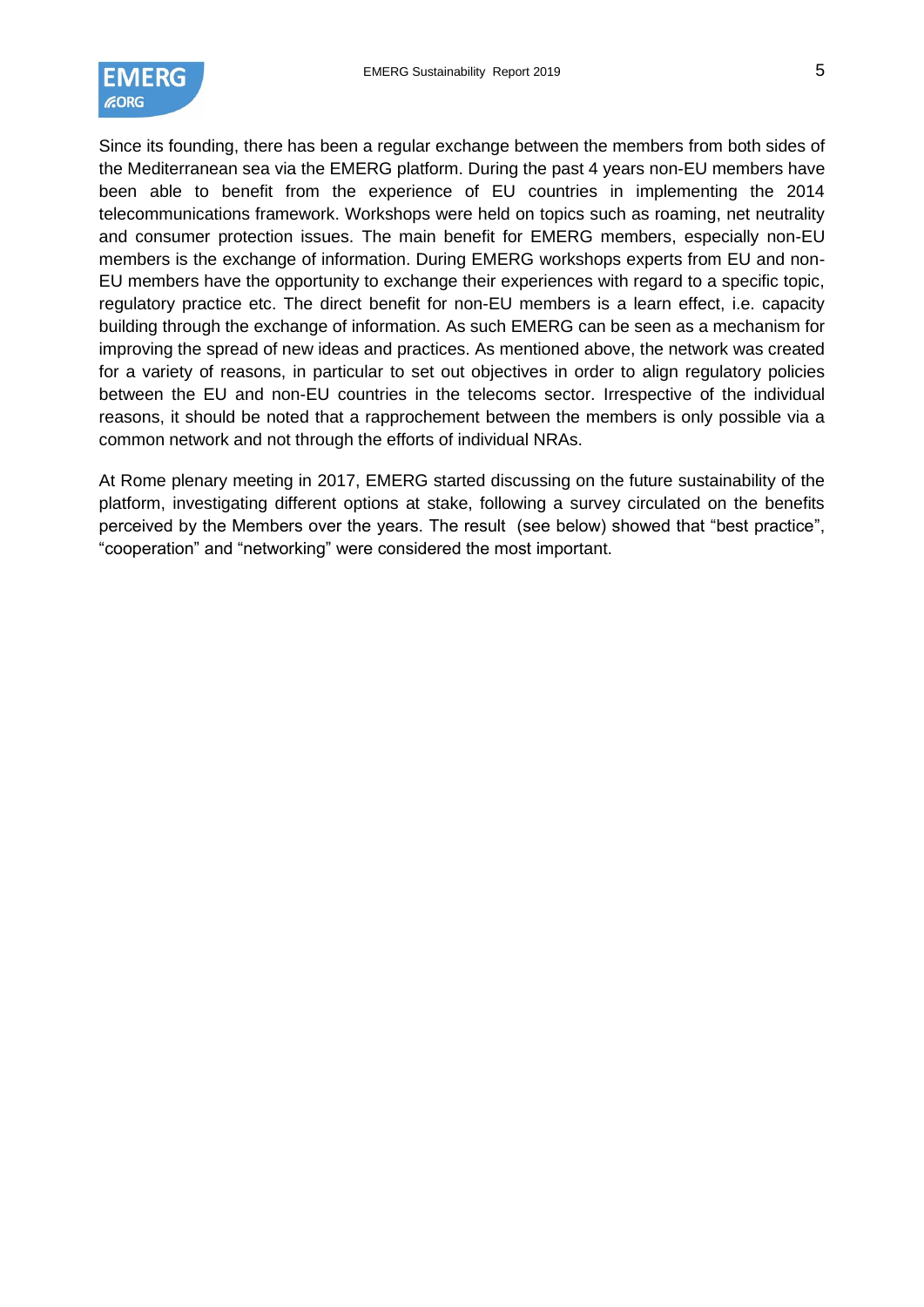Since its founding, there has been a regular exchange between the members from both sides of the Mediterranean sea via the EMERG platform. During the past 4 years non-EU members have been able to benefit from the experience of EU countries in implementing the 2014 telecommunications framework. Workshops were held on topics such as roaming, net neutrality and consumer protection issues. The main benefit for EMERG members, especially non-EU members is the exchange of information. During EMERG workshops experts from EU and non-EU members have the opportunity to exchange their experiences with regard to a specific topic, regulatory practice etc. The direct benefit for non-EU members is a learn effect, i.e. capacity building through the exchange of information. As such EMERG can be seen as a mechanism for improving the spread of new ideas and practices. As mentioned above, the network was created for a variety of reasons, in particular to set out objectives in order to align regulatory policies between the EU and non-EU countries in the telecoms sector. Irrespective of the individual reasons, it should be noted that a rapprochement between the members is only possible via a common network and not through the efforts of individual NRAs.

At Rome plenary meeting in 2017, EMERG started discussing on the future sustainability of the platform, investigating different options at stake, following a survey circulated on the benefits perceived by the Members over the years. The result (see below) showed that “best practice”, “cooperation” and “networking” were considered the most important.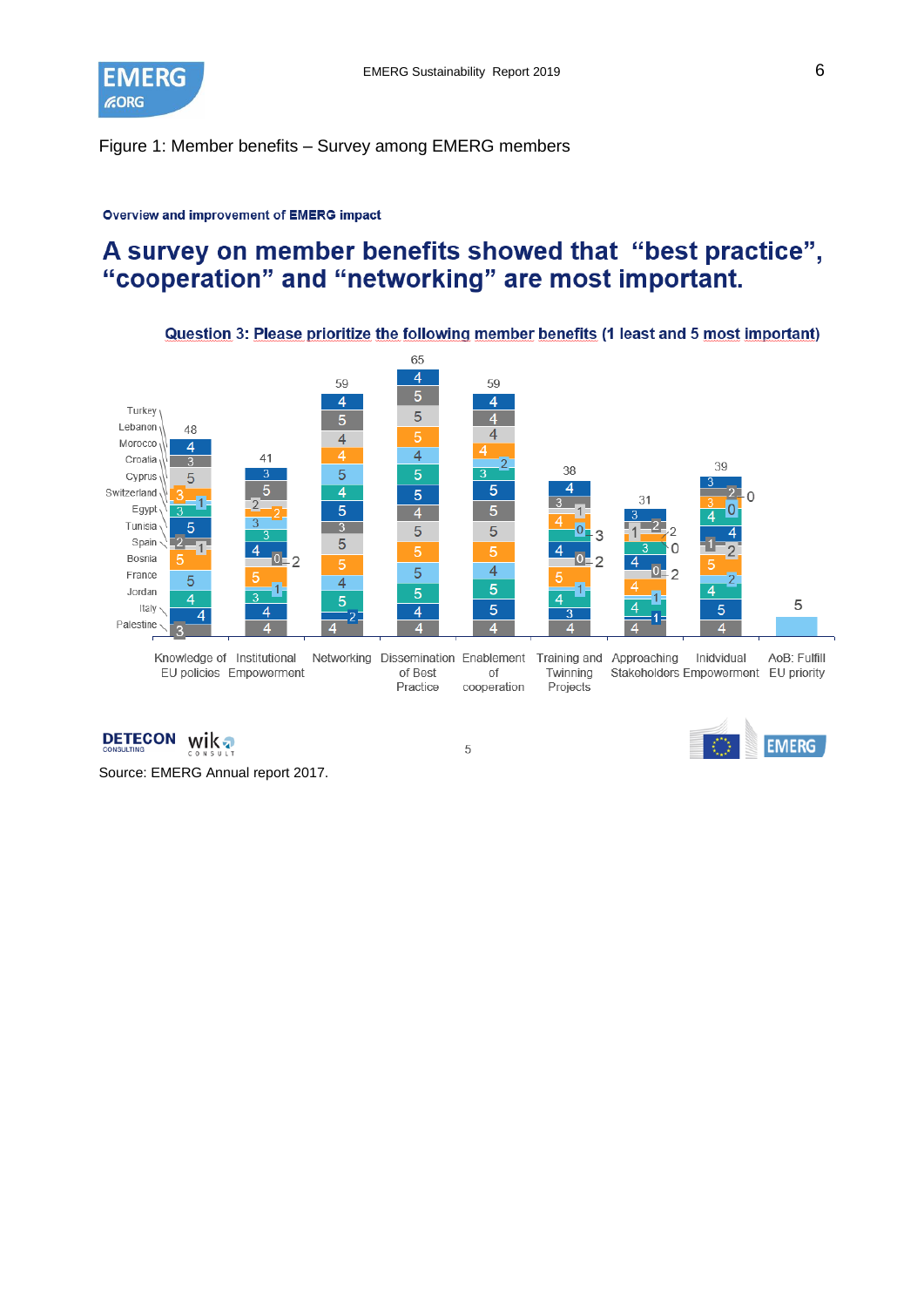Figure 1: Member benefits – Survey among EMERG members

**Overview and improvement of EMERG impact**

# A survey on member benefits showed that "best practice", "cooperation" and "networking" are most important.

**Question 3: Please prioritize the following member benefits (1 least and 5 most important)**

| Benefit | Total |
|---|---|
| Knowledge of EU policies | 48 |
| Institutional Empowerment | 41 |
| Networking | 59 |
| Dissemination of Best Practice | 65 |
| Enablement of cooperation | 59 |
| Training and Twinning Projects | 38 |
| Approaching Stakeholders | 31 |
| Inidvidual Empowerment | 39 |
| AoB: Fulfill EU priority | 5 |

Countries: Turkey, Lebanon, Morocco, Croatia, Cyprus, Switzerland, Egypt, Tunisia, Spain, Bosnia, France, Jordan, Italy, Palestine

Source: EMERG Annual report 2017.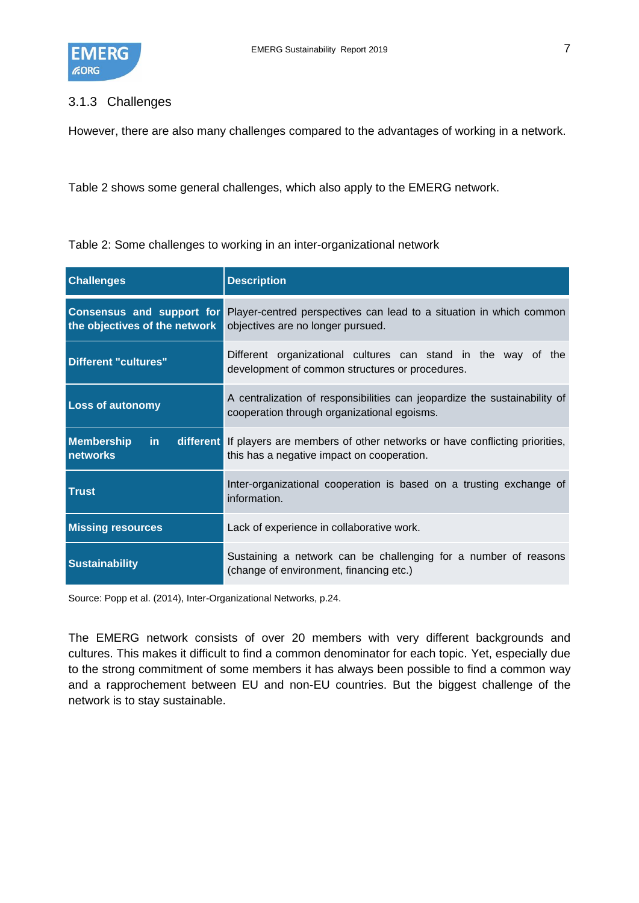### 3.1.3 Challenges

However, there are also many challenges compared to the advantages of working in a network.

Table 2 shows some general challenges, which also apply to the EMERG network.

Table 2: Some challenges to working in an inter-organizational network

| Challenges | Description |
|---|---|
| **Consensus and support for the objectives of the network** | Player-centred perspectives can lead to a situation in which common objectives are no longer pursued. |
| **Different "cultures"** | Different organizational cultures can stand in the way of the development of common structures or procedures. |
| **Loss of autonomy** | A centralization of responsibilities can jeopardize the sustainability of cooperation through organizational egoisms. |
| **Membership in different networks** | If players are members of other networks or have conflicting priorities, this has a negative impact on cooperation. |
| **Trust** | Inter-organizational cooperation is based on a trusting exchange of information. |
| **Missing resources** | Lack of experience in collaborative work. |
| **Sustainability** | Sustaining a network can be challenging for a number of reasons (change of environment, financing etc.) |

Source: Popp et al. (2014), Inter-Organizational Networks, p.24.

The EMERG network consists of over 20 members with very different backgrounds and cultures. This makes it difficult to find a common denominator for each topic. Yet, especially due to the strong commitment of some members it has always been possible to find a common way and a rapprochement between EU and non-EU countries. But the biggest challenge of the network is to stay sustainable.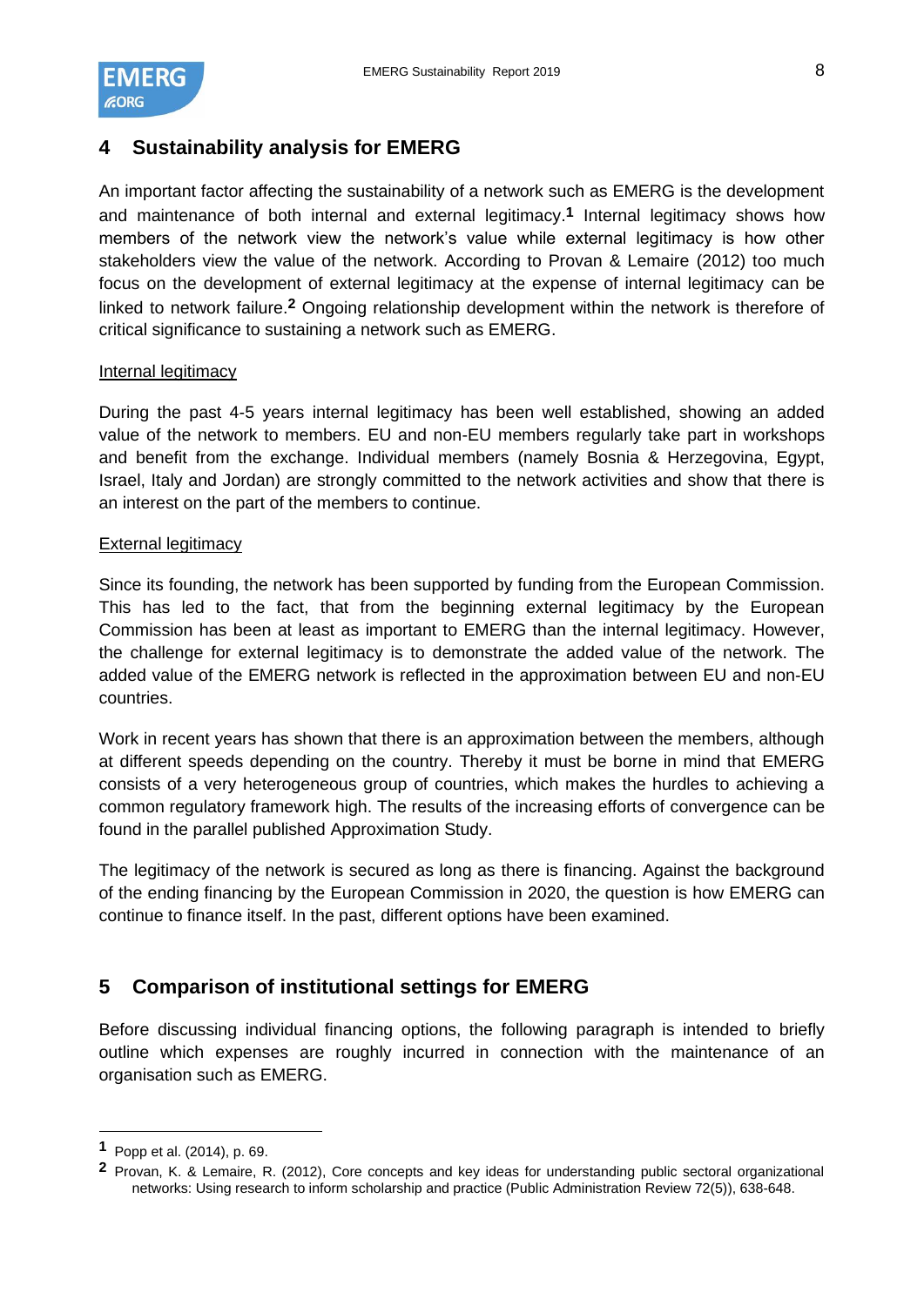## 4 Sustainability analysis for EMERG

An important factor affecting the sustainability of a network such as EMERG is the development and maintenance of both internal and external legitimacy.[1] Internal legitimacy shows how members of the network view the network's value while external legitimacy is how other stakeholders view the value of the network. According to Provan & Lemaire (2012) too much focus on the development of external legitimacy at the expense of internal legitimacy can be linked to network failure.[2] Ongoing relationship development within the network is therefore of critical significance to sustaining a network such as EMERG.

<u>Internal legitimacy</u>

During the past 4-5 years internal legitimacy has been well established, showing an added value of the network to members. EU and non-EU members regularly take part in workshops and benefit from the exchange. Individual members (namely Bosnia & Herzegovina, Egypt, Israel, Italy and Jordan) are strongly committed to the network activities and show that there is an interest on the part of the members to continue.

<u>External legitimacy</u>

Since its founding, the network has been supported by funding from the European Commission. This has led to the fact, that from the beginning external legitimacy by the European Commission has been at least as important to EMERG than the internal legitimacy. However, the challenge for external legitimacy is to demonstrate the added value of the network. The added value of the EMERG network is reflected in the approximation between EU and non-EU countries.

Work in recent years has shown that there is an approximation between the members, although at different speeds depending on the country. Thereby it must be borne in mind that EMERG consists of a very heterogeneous group of countries, which makes the hurdles to achieving a common regulatory framework high. The results of the increasing efforts of convergence can be found in the parallel published Approximation Study.

The legitimacy of the network is secured as long as there is financing. Against the background of the ending financing by the European Commission in 2020, the question is how EMERG can continue to finance itself. In the past, different options have been examined.

## 5 Comparison of institutional settings for EMERG

Before discussing individual financing options, the following paragraph is intended to briefly outline which expenses are roughly incurred in connection with the maintenance of an organisation such as EMERG.

---

[1] Popp et al. (2014), p. 69.

[2] Provan, K. & Lemaire, R. (2012), Core concepts and key ideas for understanding public sectoral organizational networks: Using research to inform scholarship and practice (Public Administration Review 72(5)), 638-648.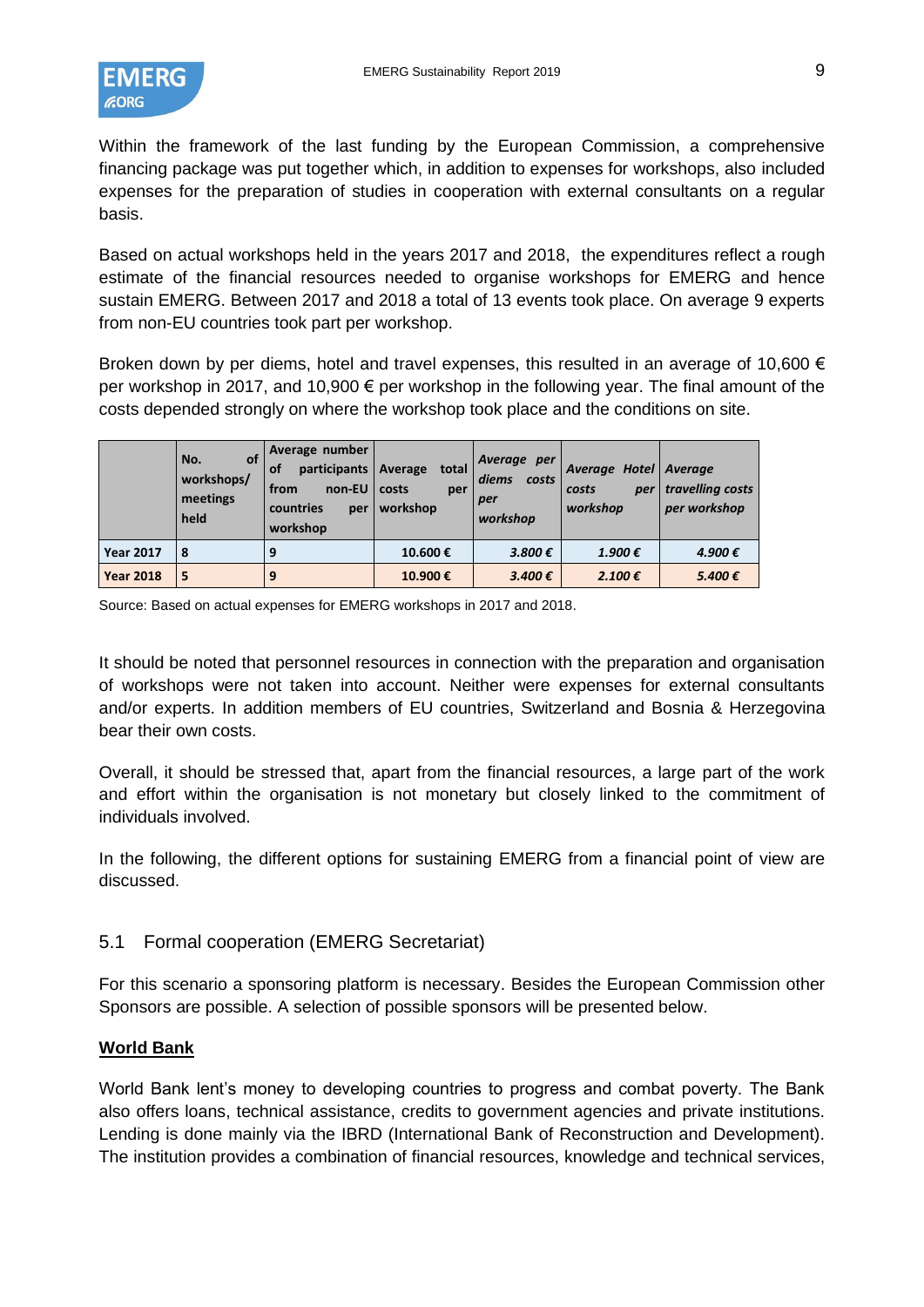Within the framework of the last funding by the European Commission, a comprehensive financing package was put together which, in addition to expenses for workshops, also included expenses for the preparation of studies in cooperation with external consultants on a regular basis.

Based on actual workshops held in the years 2017 and 2018, the expenditures reflect a rough estimate of the financial resources needed to organise workshops for EMERG and hence sustain EMERG. Between 2017 and 2018 a total of 13 events took place. On average 9 experts from non-EU countries took part per workshop.

Broken down by per diems, hotel and travel expenses, this resulted in an average of 10,600 € per workshop in 2017, and 10,900 € per workshop in the following year. The final amount of the costs depended strongly on where the workshop took place and the conditions on site.

| | **No. of workshops/ meetings held** | **Average number of participants from non-EU countries per workshop** | **Average total costs per workshop** | ***Average per diems costs per workshop*** | ***Average Hotel costs per workshop*** | ***Average travelling costs per workshop*** |
|---|---|---|---|---|---|---|
| **Year 2017** | **8** | **9** | **10.600 €** | ***3.800 €*** | ***1.900 €*** | ***4.900 €*** |
| **Year 2018** | **5** | **9** | **10.900 €** | ***3.400 €*** | ***2.100 €*** | ***5.400 €*** |

Source: Based on actual expenses for EMERG workshops in 2017 and 2018.

It should be noted that personnel resources in connection with the preparation and organisation of workshops were not taken into account. Neither were expenses for external consultants and/or experts. In addition members of EU countries, Switzerland and Bosnia & Herzegovina bear their own costs.

Overall, it should be stressed that, apart from the financial resources, a large part of the work and effort within the organisation is not monetary but closely linked to the commitment of individuals involved.

In the following, the different options for sustaining EMERG from a financial point of view are discussed.

## 5.1 Formal cooperation (EMERG Secretariat)

For this scenario a sponsoring platform is necessary. Besides the European Commission other Sponsors are possible. A selection of possible sponsors will be presented below.

**World Bank**

World Bank lent's money to developing countries to progress and combat poverty. The Bank also offers loans, technical assistance, credits to government agencies and private institutions. Lending is done mainly via the IBRD (International Bank of Reconstruction and Development). The institution provides a combination of financial resources, knowledge and technical services,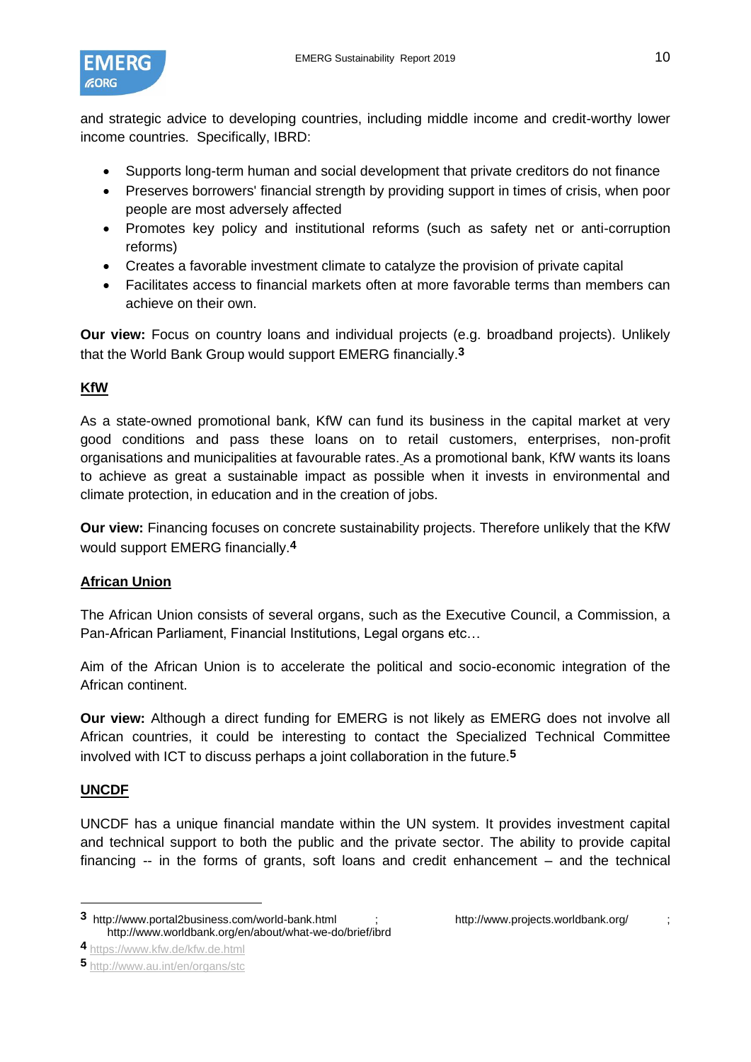and strategic advice to developing countries, including middle income and credit-worthy lower income countries. Specifically, IBRD:

- Supports long-term human and social development that private creditors do not finance
- Preserves borrowers' financial strength by providing support in times of crisis, when poor people are most adversely affected
- Promotes key policy and institutional reforms (such as safety net or anti-corruption reforms)
- Creates a favorable investment climate to catalyze the provision of private capital
- Facilitates access to financial markets often at more favorable terms than members can achieve on their own.

**Our view:** Focus on country loans and individual projects (e.g. broadband projects). Unlikely that the World Bank Group would support EMERG financially.[3]

## KfW

As a state-owned promotional bank, KfW can fund its business in the capital market at very good conditions and pass these loans on to retail customers, enterprises, non-profit organisations and municipalities at favourable rates. As a promotional bank, KfW wants its loans to achieve as great a sustainable impact as possible when it invests in environmental and climate protection, in education and in the creation of jobs.

**Our view:** Financing focuses on concrete sustainability projects. Therefore unlikely that the KfW would support EMERG financially.[4]

## African Union

The African Union consists of several organs, such as the Executive Council, a Commission, a Pan-African Parliament, Financial Institutions, Legal organs etc…

Aim of the African Union is to accelerate the political and socio-economic integration of the African continent.

**Our view:** Although a direct funding for EMERG is not likely as EMERG does not involve all African countries, it could be interesting to contact the Specialized Technical Committee involved with ICT to discuss perhaps a joint collaboration in the future.[5]

## UNCDF

UNCDF has a unique financial mandate within the UN system. It provides investment capital and technical support to both the public and the private sector. The ability to provide capital financing -- in the forms of grants, soft loans and credit enhancement – and the technical

---

[3] http://www.portal2business.com/world-bank.html ; http://www.projects.worldbank.org/ ; http://www.worldbank.org/en/about/what-we-do/brief/ibrd

[4] https://www.kfw.de/kfw.de.html

[5] http://www.au.int/en/organs/stc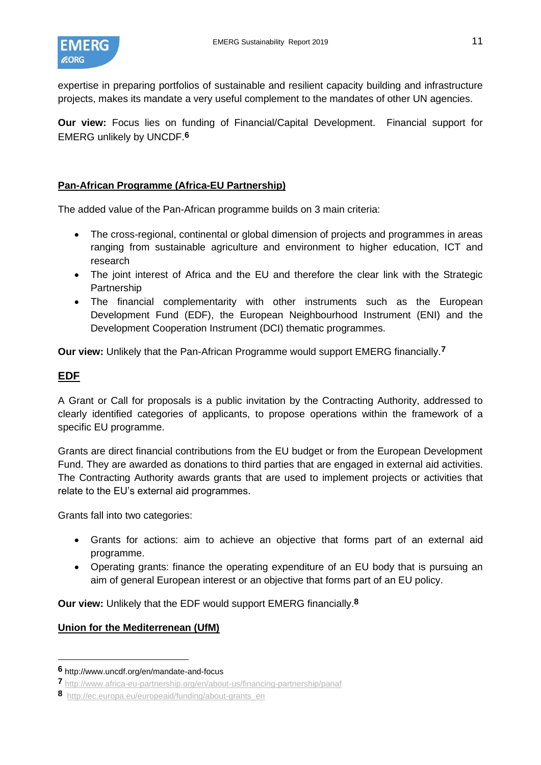expertise in preparing portfolios of sustainable and resilient capacity building and infrastructure projects, makes its mandate a very useful complement to the mandates of other UN agencies.

**Our view:** Focus lies on funding of Financial/Capital Development. Financial support for EMERG unlikely by UNCDF.[6]

## Pan-African Programme (Africa-EU Partnership)

The added value of the Pan-African programme builds on 3 main criteria:

- The cross-regional, continental or global dimension of projects and programmes in areas ranging from sustainable agriculture and environment to higher education, ICT and research
- The joint interest of Africa and the EU and therefore the clear link with the Strategic Partnership
- The financial complementarity with other instruments such as the European Development Fund (EDF), the European Neighbourhood Instrument (ENI) and the Development Cooperation Instrument (DCI) thematic programmes.

**Our view:** Unlikely that the Pan-African Programme would support EMERG financially.[7]

## EDF

A Grant or Call for proposals is a public invitation by the Contracting Authority, addressed to clearly identified categories of applicants, to propose operations within the framework of a specific EU programme.

Grants are direct financial contributions from the EU budget or from the European Development Fund. They are awarded as donations to third parties that are engaged in external aid activities. The Contracting Authority awards grants that are used to implement projects or activities that relate to the EU's external aid programmes.

Grants fall into two categories:

- Grants for actions: aim to achieve an objective that forms part of an external aid programme.
- Operating grants: finance the operating expenditure of an EU body that is pursuing an aim of general European interest or an objective that forms part of an EU policy.

**Our view:** Unlikely that the EDF would support EMERG financially.[8]

## Union for the Mediterrenean (UfM)

---

[6] http://www.uncdf.org/en/mandate-and-focus

[7] http://www.africa-eu-partnership.org/en/about-us/financing-partnership/panaf

[8] http://ec.europa.eu/europeaid/funding/about-grants_en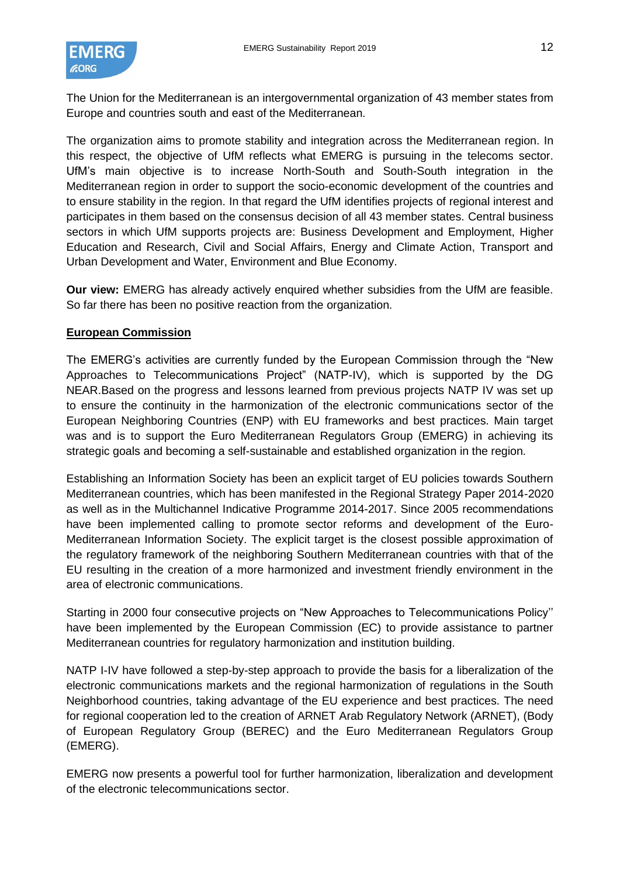The Union for the Mediterranean is an intergovernmental organization of 43 member states from Europe and countries south and east of the Mediterranean.

The organization aims to promote stability and integration across the Mediterranean region. In this respect, the objective of UfM reflects what EMERG is pursuing in the telecoms sector. UfM's main objective is to increase North-South and South-South integration in the Mediterranean region in order to support the socio-economic development of the countries and to ensure stability in the region. In that regard the UfM identifies projects of regional interest and participates in them based on the consensus decision of all 43 member states. Central business sectors in which UfM supports projects are: Business Development and Employment, Higher Education and Research, Civil and Social Affairs, Energy and Climate Action, Transport and Urban Development and Water, Environment and Blue Economy.

**Our view:** EMERG has already actively enquired whether subsidies from the UfM are feasible. So far there has been no positive reaction from the organization.

**European Commission**

The EMERG's activities are currently funded by the European Commission through the "New Approaches to Telecommunications Project" (NATP-IV), which is supported by the DG NEAR.Based on the progress and lessons learned from previous projects NATP IV was set up to ensure the continuity in the harmonization of the electronic communications sector of the European Neighboring Countries (ENP) with EU frameworks and best practices. Main target was and is to support the Euro Mediterranean Regulators Group (EMERG) in achieving its strategic goals and becoming a self-sustainable and established organization in the region.

Establishing an Information Society has been an explicit target of EU policies towards Southern Mediterranean countries, which has been manifested in the Regional Strategy Paper 2014-2020 as well as in the Multichannel Indicative Programme 2014-2017. Since 2005 recommendations have been implemented calling to promote sector reforms and development of the Euro-Mediterranean Information Society. The explicit target is the closest possible approximation of the regulatory framework of the neighboring Southern Mediterranean countries with that of the EU resulting in the creation of a more harmonized and investment friendly environment in the area of electronic communications.

Starting in 2000 four consecutive projects on "New Approaches to Telecommunications Policy'' have been implemented by the European Commission (EC) to provide assistance to partner Mediterranean countries for regulatory harmonization and institution building.

NATP I-IV have followed a step-by-step approach to provide the basis for a liberalization of the electronic communications markets and the regional harmonization of regulations in the South Neighborhood countries, taking advantage of the EU experience and best practices. The need for regional cooperation led to the creation of ARNET Arab Regulatory Network (ARNET), (Body of European Regulatory Group (BEREC) and the Euro Mediterranean Regulators Group (EMERG).

EMERG now presents a powerful tool for further harmonization, liberalization and development of the electronic telecommunications sector.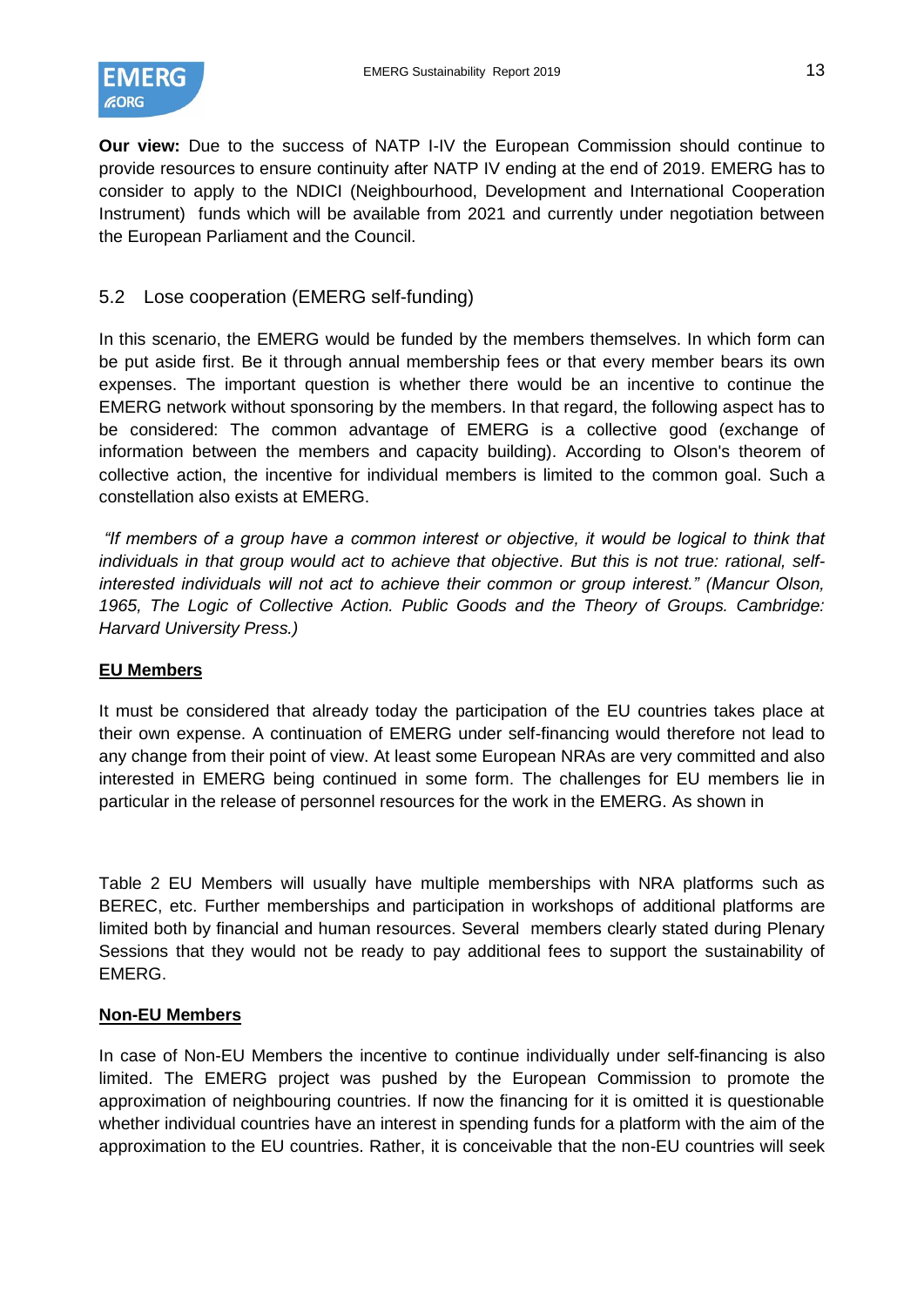**Our view:** Due to the success of NATP I-IV the European Commission should continue to provide resources to ensure continuity after NATP IV ending at the end of 2019. EMERG has to consider to apply to the NDICI (Neighbourhood, Development and International Cooperation Instrument) funds which will be available from 2021 and currently under negotiation between the European Parliament and the Council.

## 5.2 Lose cooperation (EMERG self-funding)

In this scenario, the EMERG would be funded by the members themselves. In which form can be put aside first. Be it through annual membership fees or that every member bears its own expenses. The important question is whether there would be an incentive to continue the EMERG network without sponsoring by the members. In that regard, the following aspect has to be considered: The common advantage of EMERG is a collective good (exchange of information between the members and capacity building). According to Olson's theorem of collective action, the incentive for individual members is limited to the common goal. Such a constellation also exists at EMERG.

*"If members of a group have a common interest or objective, it would be logical to think that individuals in that group would act to achieve that objective. But this is not true: rational, self-interested individuals will not act to achieve their common or group interest." (Mancur Olson, 1965, The Logic of Collective Action. Public Goods and the Theory of Groups. Cambridge: Harvard University Press.)*

**EU Members**

It must be considered that already today the participation of the EU countries takes place at their own expense. A continuation of EMERG under self-financing would therefore not lead to any change from their point of view. At least some European NRAs are very committed and also interested in EMERG being continued in some form. The challenges for EU members lie in particular in the release of personnel resources for the work in the EMERG. As shown in

Table 2 EU Members will usually have multiple memberships with NRA platforms such as BEREC, etc. Further memberships and participation in workshops of additional platforms are limited both by financial and human resources. Several members clearly stated during Plenary Sessions that they would not be ready to pay additional fees to support the sustainability of EMERG.

**Non-EU Members**

In case of Non-EU Members the incentive to continue individually under self-financing is also limited. The EMERG project was pushed by the European Commission to promote the approximation of neighbouring countries. If now the financing for it is omitted it is questionable whether individual countries have an interest in spending funds for a platform with the aim of the approximation to the EU countries. Rather, it is conceivable that the non-EU countries will seek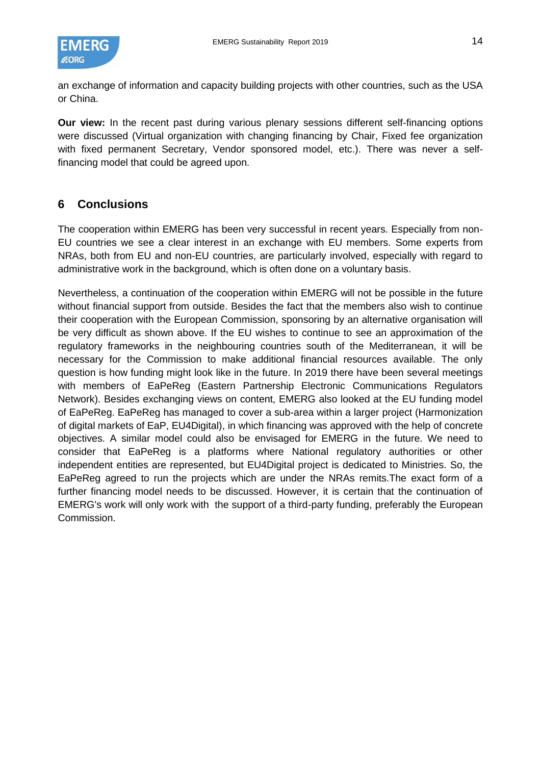an exchange of information and capacity building projects with other countries, such as the USA or China.

**Our view:** In the recent past during various plenary sessions different self-financing options were discussed (Virtual organization with changing financing by Chair, Fixed fee organization with fixed permanent Secretary, Vendor sponsored model, etc.). There was never a self-financing model that could be agreed upon.

## 6 Conclusions

The cooperation within EMERG has been very successful in recent years. Especially from non-EU countries we see a clear interest in an exchange with EU members. Some experts from NRAs, both from EU and non-EU countries, are particularly involved, especially with regard to administrative work in the background, which is often done on a voluntary basis.

Nevertheless, a continuation of the cooperation within EMERG will not be possible in the future without financial support from outside. Besides the fact that the members also wish to continue their cooperation with the European Commission, sponsoring by an alternative organisation will be very difficult as shown above. If the EU wishes to continue to see an approximation of the regulatory frameworks in the neighbouring countries south of the Mediterranean, it will be necessary for the Commission to make additional financial resources available. The only question is how funding might look like in the future. In 2019 there have been several meetings with members of EaPeReg (Eastern Partnership Electronic Communications Regulators Network). Besides exchanging views on content, EMERG also looked at the EU funding model of EaPeReg. EaPeReg has managed to cover a sub-area within a larger project (Harmonization of digital markets of EaP, EU4Digital), in which financing was approved with the help of concrete objectives. A similar model could also be envisaged for EMERG in the future. We need to consider that EaPeReg is a platforms where National regulatory authorities or other independent entities are represented, but EU4Digital project is dedicated to Ministries. So, the EaPeReg agreed to run the projects which are under the NRAs remits.The exact form of a further financing model needs to be discussed. However, it is certain that the continuation of EMERG's work will only work with the support of a third-party funding, preferably the European Commission.